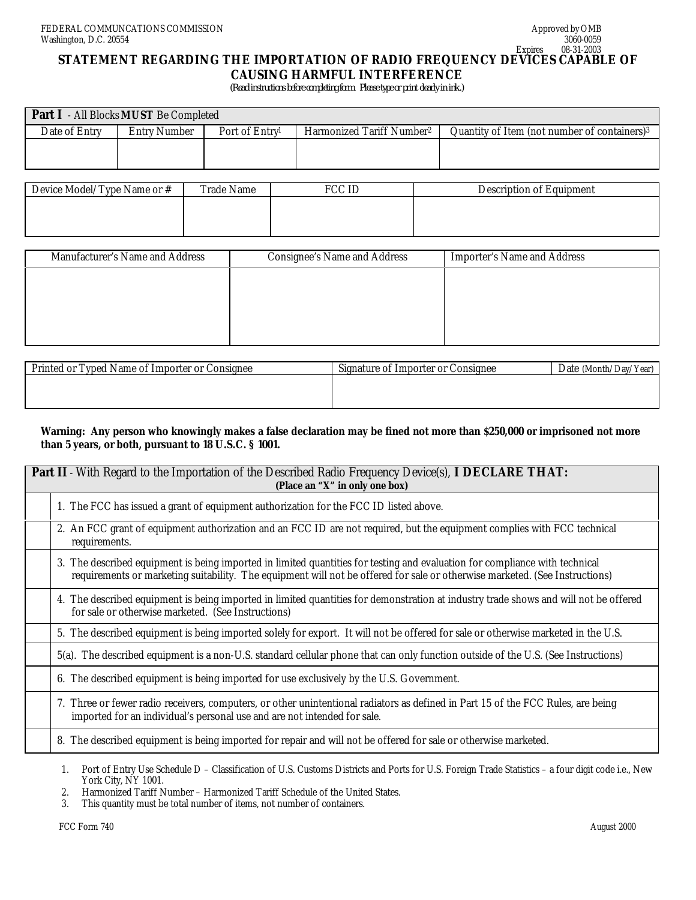FEDERAL COMMUNICATIONS COMMISSION
Washington, D.C. 20554

Approved by OMB
3060-0059
Expires 08-31-2003

# STATEMENT REGARDING THE IMPORTATION OF RADIO FREQUENCY DEVICES CAPABLE OF CAUSING HARMFUL INTERFERENCE

*(Read instructions before completing form. Please type or print clearly in ink.)*

**Part I** - All Blocks **MUST** Be Completed

| Date of Entry | Entry Number | Port of Entry[1] | Harmonized Tariff Number[2] | Quantity of Item (not number of containers)[3] |
|---|---|---|---|---|
| | | | | |

| Device Model/Type Name or # | Trade Name | FCC ID | Description of Equipment |
|---|---|---|---|
| | | | |

| Manufacturer's Name and Address | Consignee's Name and Address | Importer's Name and Address |
|---|---|---|
| | | |

| Printed or Typed Name of Importer or Consignee | Signature of Importer or Consignee | Date (Month/Day/Year) |
|---|---|---|
| | | |

**Warning: Any person who knowingly makes a false declaration may be fined not more than $250,000 or imprisoned not more than 5 years, or both, pursuant to 18 U.S.C. § 1001.**

**Part II** - With Regard to the Importation of the Described Radio Frequency Device(s), **I DECLARE THAT:**
**(Place an "X" in only one box)**

| | |
|---|---|
| | 1. The FCC has issued a grant of equipment authorization for the FCC ID listed above. |
| | 2. An FCC grant of equipment authorization and an FCC ID are not required, but the equipment complies with FCC technical requirements. |
| | 3. The described equipment is being imported in limited quantities for testing and evaluation for compliance with technical requirements or marketing suitability. The equipment will not be offered for sale or otherwise marketed. (See Instructions) |
| | 4. The described equipment is being imported in limited quantities for demonstration at industry trade shows and will not be offered for sale or otherwise marketed. (See Instructions) |
| | 5. The described equipment is being imported solely for export. It will not be offered for sale or otherwise marketed in the U.S. |
| | 5(a). The described equipment is a non-U.S. standard cellular phone that can only function outside of the U.S. (See Instructions) |
| | 6. The described equipment is being imported for use exclusively by the U.S. Government. |
| | 7. Three or fewer radio receivers, computers, or other unintentional radiators as defined in Part 15 of the FCC Rules, are being imported for an individual's personal use and are not intended for sale. |
| | 8. The described equipment is being imported for repair and will not be offered for sale or otherwise marketed. |

1. Port of Entry Use Schedule D – Classification of U.S. Customs Districts and Ports for U.S. Foreign Trade Statistics – a four digit code i.e., New York City, NY 1001.
2. Harmonized Tariff Number – Harmonized Tariff Schedule of the United States.
3. This quantity must be total number of items, not number of containers.

FCC Form 740 August 2000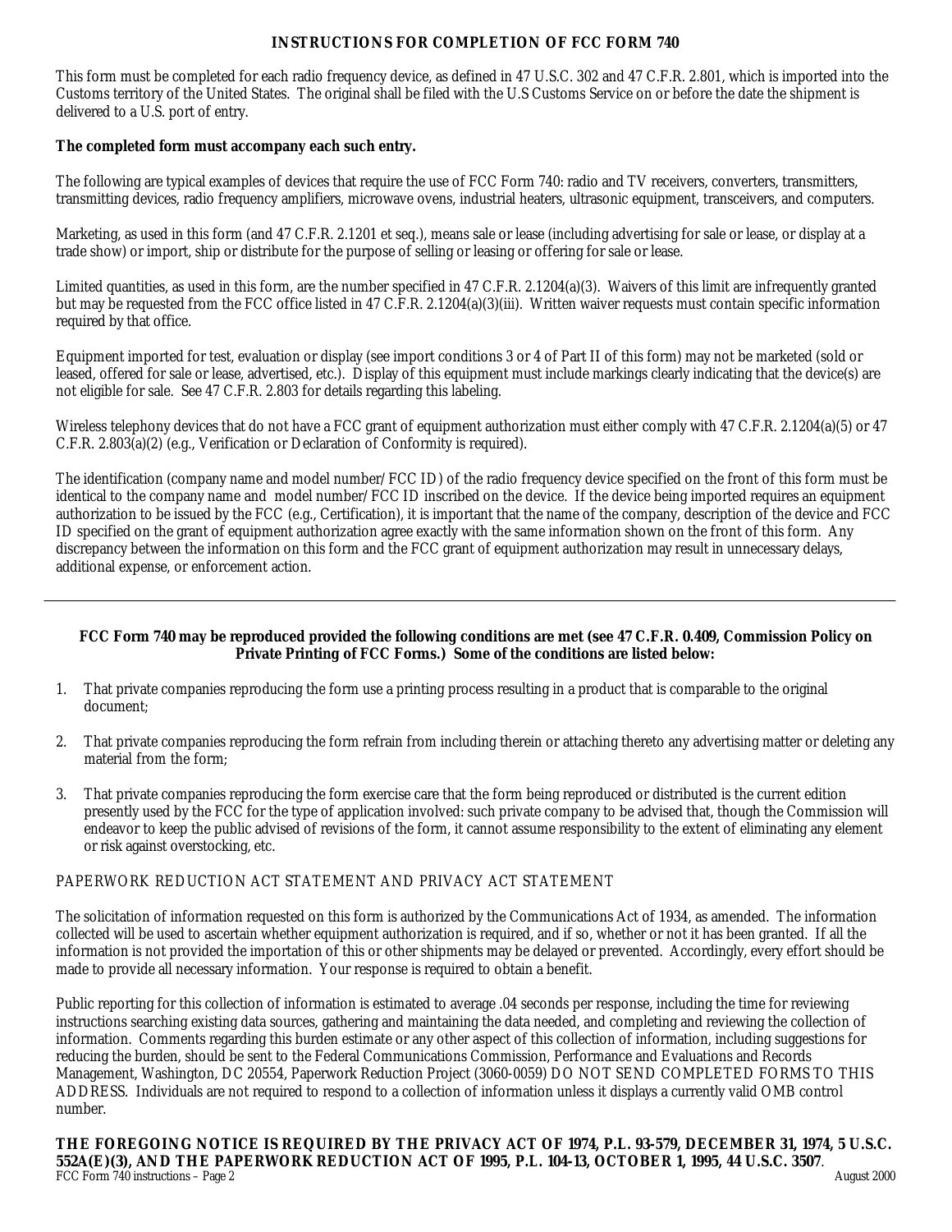## INSTRUCTIONS FOR COMPLETION OF FCC FORM 740

This form must be completed for each radio frequency device, as defined in 47 U.S.C. 302 and 47 C.F.R. 2.801, which is imported into the Customs territory of the United States. The original shall be filed with the U.S Customs Service on or before the date the shipment is delivered to a U.S. port of entry.

**The completed form must accompany each such entry.**

The following are typical examples of devices that require the use of FCC Form 740: radio and TV receivers, converters, transmitters, transmitting devices, radio frequency amplifiers, microwave ovens, industrial heaters, ultrasonic equipment, transceivers, and computers.

Marketing, as used in this form (and 47 C.F.R. 2.1201 et seq.), means sale or lease (including advertising for sale or lease, or display at a trade show) or import, ship or distribute for the purpose of selling or leasing or offering for sale or lease.

Limited quantities, as used in this form, are the number specified in 47 C.F.R. 2.1204(a)(3). Waivers of this limit are infrequently granted but may be requested from the FCC office listed in 47 C.F.R. 2.1204(a)(3)(iii). Written waiver requests must contain specific information required by that office.

Equipment imported for test, evaluation or display (see import conditions 3 or 4 of Part II of this form) may not be marketed (sold or leased, offered for sale or lease, advertised, etc.). Display of this equipment must include markings clearly indicating that the device(s) are not eligible for sale. See 47 C.F.R. 2.803 for details regarding this labeling.

Wireless telephony devices that do not have a FCC grant of equipment authorization must either comply with 47 C.F.R. 2.1204(a)(5) or 47 C.F.R. 2.803(a)(2) (e.g., Verification or Declaration of Conformity is required).

The identification (company name and model number/ FCC ID) of the radio frequency device specified on the front of this form must be identical to the company name and model number/ FCC ID inscribed on the device. If the device being imported requires an equipment authorization to be issued by the FCC (e.g., Certification), it is important that the name of the company, description of the device and FCC ID specified on the grant of equipment authorization agree exactly with the same information shown on the front of this form. Any discrepancy between the information on this form and the FCC grant of equipment authorization may result in unnecessary delays, additional expense, or enforcement action.

---

**FCC Form 740 may be reproduced provided the following conditions are met (see 47 C.F.R. 0.409, Commission Policy on Private Printing of FCC Forms.) Some of the conditions are listed below:**

1. That private companies reproducing the form use a printing process resulting in a product that is comparable to the original document;
2. That private companies reproducing the form refrain from including therein or attaching thereto any advertising matter or deleting any material from the form;
3. That private companies reproducing the form exercise care that the form being reproduced or distributed is the current edition presently used by the FCC for the type of application involved: such private company to be advised that, though the Commission will endeavor to keep the public advised of revisions of the form, it cannot assume responsibility to the extent of eliminating any element or risk against overstocking, etc.

PAPERWORK REDUCTION ACT STATEMENT AND PRIVACY ACT STATEMENT

The solicitation of information requested on this form is authorized by the Communications Act of 1934, as amended. The information collected will be used to ascertain whether equipment authorization is required, and if so, whether or not it has been granted. If all the information is not provided the importation of this or other shipments may be delayed or prevented. Accordingly, every effort should be made to provide all necessary information. Your response is required to obtain a benefit.

Public reporting for this collection of information is estimated to average .04 seconds per response, including the time for reviewing instructions searching existing data sources, gathering and maintaining the data needed, and completing and reviewing the collection of information. Comments regarding this burden estimate or any other aspect of this collection of information, including suggestions for reducing the burden, should be sent to the Federal Communications Commission, Performance and Evaluations and Records Management, Washington, DC 20554, Paperwork Reduction Project (3060-0059) DO NOT SEND COMPLETED FORMS TO THIS ADDRESS. Individuals are not required to respond to a collection of information unless it displays a currently valid OMB control number.

**THE FOREGOING NOTICE IS REQUIRED BY THE PRIVACY ACT OF 1974, P.L. 93-579, DECEMBER 31, 1974, 5 U.S.C. 552A(E)(3), AND THE PAPERWORK REDUCTION ACT OF 1995, P.L. 104-13, OCTOBER 1, 1995, 44 U.S.C. 3507**.